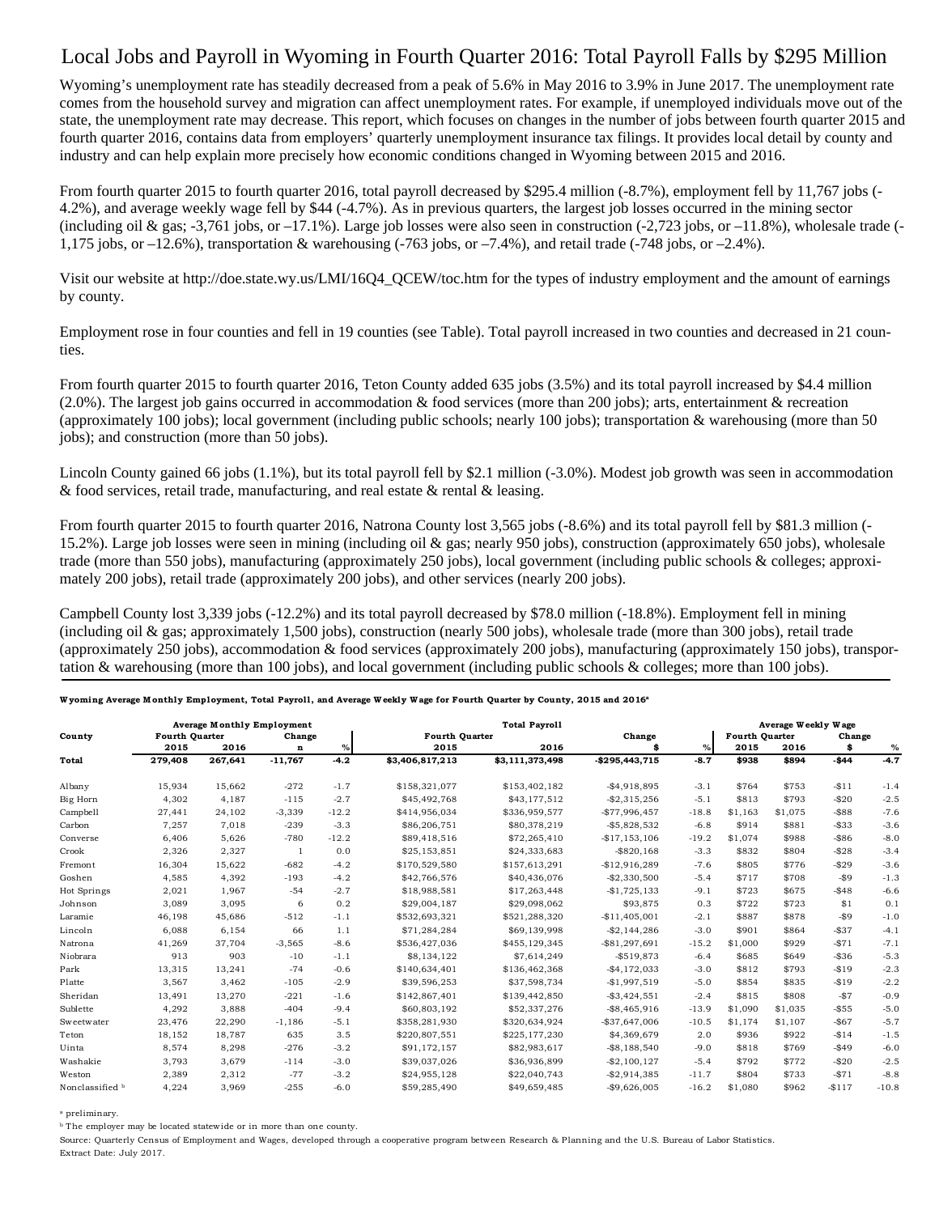# Local Jobs and Payroll in Wyoming in Fourth Quarter 2016: Total Payroll Falls by $295 Million

Wyoming's unemployment rate has steadily decreased from a peak of 5.6% in May 2016 to 3.9% in June 2017. The unemployment rate comes from the household survey and migration can affect unemployment rates. For example, if unemployed individuals move out of the state, the unemployment rate may decrease. This report, which focuses on changes in the number of jobs between fourth quarter 2015 and fourth quarter 2016, contains data from employers' quarterly unemployment insurance tax filings. It provides local detail by county and industry and can help explain more precisely how economic conditions changed in Wyoming between 2015 and 2016.

From fourth quarter 2015 to fourth quarter 2016, total payroll decreased by $295.4 million (-8.7%), employment fell by 11,767 jobs (-4.2%), and average weekly wage fell by $44 (-4.7%). As in previous quarters, the largest job losses occurred in the mining sector (including oil & gas; -3,761 jobs, or –17.1%). Large job losses were also seen in construction (-2,723 jobs, or –11.8%), wholesale trade (-1,175 jobs, or –12.6%), transportation & warehousing (-763 jobs, or –7.4%), and retail trade (-748 jobs, or –2.4%).

Visit our website at http://doe.state.wy.us/LMI/16Q4_QCEW/toc.htm for the types of industry employment and the amount of earnings by county.

Employment rose in four counties and fell in 19 counties (see Table). Total payroll increased in two counties and decreased in 21 counties.

From fourth quarter 2015 to fourth quarter 2016, Teton County added 635 jobs (3.5%) and its total payroll increased by $4.4 million (2.0%). The largest job gains occurred in accommodation & food services (more than 200 jobs); arts, entertainment & recreation (approximately 100 jobs); local government (including public schools; nearly 100 jobs); transportation & warehousing (more than 50 jobs); and construction (more than 50 jobs).

Lincoln County gained 66 jobs (1.1%), but its total payroll fell by $2.1 million (-3.0%). Modest job growth was seen in accommodation & food services, retail trade, manufacturing, and real estate & rental & leasing.

From fourth quarter 2015 to fourth quarter 2016, Natrona County lost 3,565 jobs (-8.6%) and its total payroll fell by $81.3 million (-15.2%). Large job losses were seen in mining (including oil & gas; nearly 950 jobs), construction (approximately 650 jobs), wholesale trade (more than 550 jobs), manufacturing (approximately 250 jobs), local government (including public schools & colleges; approximately 200 jobs), retail trade (approximately 200 jobs), and other services (nearly 200 jobs).

Campbell County lost 3,339 jobs (-12.2%) and its total payroll decreased by $78.0 million (-18.8%). Employment fell in mining (including oil & gas; approximately 1,500 jobs), construction (nearly 500 jobs), wholesale trade (more than 300 jobs), retail trade (approximately 250 jobs), accommodation & food services (approximately 200 jobs), manufacturing (approximately 150 jobs), transportation & warehousing (more than 100 jobs), and local government (including public schools & colleges; more than 100 jobs).

**Wyoming Average Monthly Employment, Total Payroll, and Average Weekly Wage for Fourth Quarter by County, 2015 and 2016[a]**

| County | Average Monthly Employment | | | | Total Payroll | | | | Average Weekly Wage | | | |
|---|---|---|---|---|---|---|---|---|---|---|---|---|
| | Fourth Quarter | | Change | | Fourth Quarter | | Change | | Fourth Quarter | | Change | |
| | 2015 | 2016 | n | % | 2015 | 2016 | $ | % | 2015 | 2016 | $ | % |
| **Total** | **279,408** | **267,641** | **-11,767** | **-4.2** | **$3,406,817,213** | **$3,111,373,498** | **-$295,443,715** | **-8.7** | **$938** | **$894** | **-$44** | **-4.7** |
| Albany | 15,934 | 15,662 | -272 | -1.7 | $158,321,077 | $153,402,182 | -$4,918,895 | -3.1 | $764 | $753 | -$11 | -1.4 |
| Big Horn | 4,302 | 4,187 | -115 | -2.7 | $45,492,768 | $43,177,512 | -$2,315,256 | -5.1 | $813 | $793 | -$20 | -2.5 |
| Campbell | 27,441 | 24,102 | -3,339 | -12.2 | $414,956,034 | $336,959,577 | -$77,996,457 | -18.8 | $1,163 | $1,075 | -$88 | -7.6 |
| Carbon | 7,257 | 7,018 | -239 | -3.3 | $86,206,751 | $80,378,219 | -$5,828,532 | -6.8 | $914 | $881 | -$33 | -3.6 |
| Converse | 6,406 | 5,626 | -780 | -12.2 | $89,418,516 | $72,265,410 | -$17,153,106 | -19.2 | $1,074 | $988 | -$86 | -8.0 |
| Crook | 2,326 | 2,327 | 1 | 0.0 | $25,153,851 | $24,333,683 | -$820,168 | -3.3 | $832 | $804 | -$28 | -3.4 |
| Fremont | 16,304 | 15,622 | -682 | -4.2 | $170,529,580 | $157,613,291 | -$12,916,289 | -7.6 | $805 | $776 | -$29 | -3.6 |
| Goshen | 4,585 | 4,392 | -193 | -4.2 | $42,766,576 | $40,436,076 | -$2,330,500 | -5.4 | $717 | $708 | -$9 | -1.3 |
| Hot Springs | 2,021 | 1,967 | -54 | -2.7 | $18,988,581 | $17,263,448 | -$1,725,133 | -9.1 | $723 | $675 | -$48 | -6.6 |
| Johnson | 3,089 | 3,095 | 6 | 0.2 | $29,004,187 | $29,098,062 | $93,875 | 0.3 | $722 | $723 | $1 | 0.1 |
| Laramie | 46,198 | 45,686 | -512 | -1.1 | $532,693,321 | $521,288,320 | -$11,405,001 | -2.1 | $887 | $878 | -$9 | -1.0 |
| Lincoln | 6,088 | 6,154 | 66 | 1.1 | $71,284,284 | $69,139,998 | -$2,144,286 | -3.0 | $901 | $864 | -$37 | -4.1 |
| Natrona | 41,269 | 37,704 | -3,565 | -8.6 | $536,427,036 | $455,129,345 | -$81,297,691 | -15.2 | $1,000 | $929 | -$71 | -7.1 |
| Niobrara | 913 | 903 | -10 | -1.1 | $8,134,122 | $7,614,249 | -$519,873 | -6.4 | $685 | $649 | -$36 | -5.3 |
| Park | 13,315 | 13,241 | -74 | -0.6 | $140,634,401 | $136,462,368 | -$4,172,033 | -3.0 | $812 | $793 | -$19 | -2.3 |
| Platte | 3,567 | 3,462 | -105 | -2.9 | $39,596,253 | $37,598,734 | -$1,997,519 | -5.0 | $854 | $835 | -$19 | -2.2 |
| Sheridan | 13,491 | 13,270 | -221 | -1.6 | $142,867,401 | $139,442,850 | -$3,424,551 | -2.4 | $815 | $808 | -$7 | -0.9 |
| Sublette | 4,292 | 3,888 | -404 | -9.4 | $60,803,192 | $52,337,276 | -$8,465,916 | -13.9 | $1,090 | $1,035 | -$55 | -5.0 |
| Sweetwater | 23,476 | 22,290 | -1,186 | -5.1 | $358,281,930 | $320,634,924 | -$37,647,006 | -10.5 | $1,174 | $1,107 | -$67 | -5.7 |
| Teton | 18,152 | 18,787 | 635 | 3.5 | $220,807,551 | $225,177,230 | $4,369,679 | 2.0 | $936 | $922 | -$14 | -1.5 |
| Uinta | 8,574 | 8,298 | -276 | -3.2 | $91,172,157 | $82,983,617 | -$8,188,540 | -9.0 | $818 | $769 | -$49 | -6.0 |
| Washakie | 3,793 | 3,679 | -114 | -3.0 | $39,037,026 | $36,936,899 | -$2,100,127 | -5.4 | $792 | $772 | -$20 | -2.5 |
| Weston | 2,389 | 2,312 | -77 | -3.2 | $24,955,128 | $22,040,743 | -$2,914,385 | -11.7 | $804 | $733 | -$71 | -8.8 |
| Nonclassified [b] | 4,224 | 3,969 | -255 | -6.0 | $59,285,490 | $49,659,485 | -$9,626,005 | -16.2 | $1,080 | $962 | -$117 | -10.8 |

[a] preliminary.

[b] The employer may be located statewide or in more than one county.

Source: Quarterly Census of Employment and Wages, developed through a cooperative program between Research & Planning and the U.S. Bureau of Labor Statistics.

Extract Date: July 2017.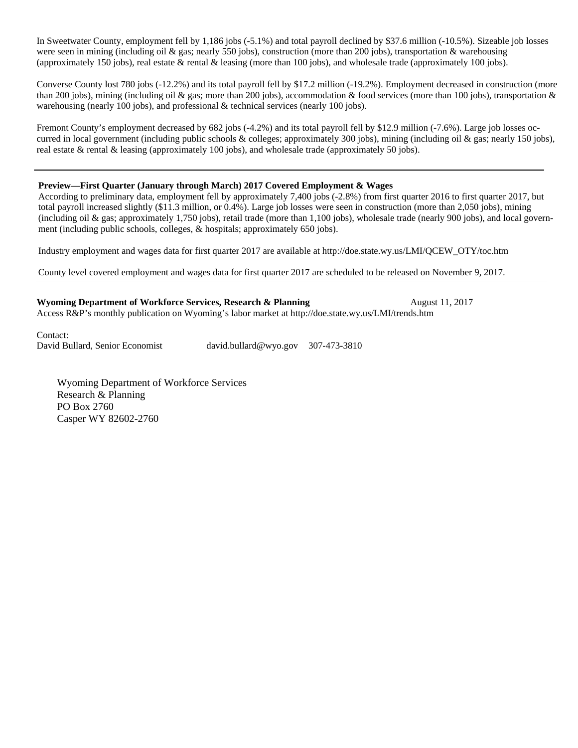In Sweetwater County, employment fell by 1,186 jobs (-5.1%) and total payroll declined by $37.6 million (-10.5%). Sizeable job losses were seen in mining (including oil & gas; nearly 550 jobs), construction (more than 200 jobs), transportation & warehousing (approximately 150 jobs), real estate & rental & leasing (more than 100 jobs), and wholesale trade (approximately 100 jobs).

Converse County lost 780 jobs (-12.2%) and its total payroll fell by $17.2 million (-19.2%). Employment decreased in construction (more than 200 jobs), mining (including oil & gas; more than 200 jobs), accommodation & food services (more than 100 jobs), transportation & warehousing (nearly 100 jobs), and professional & technical services (nearly 100 jobs).

Fremont County's employment decreased by 682 jobs (-4.2%) and its total payroll fell by $12.9 million (-7.6%). Large job losses occurred in local government (including public schools & colleges; approximately 300 jobs), mining (including oil & gas; nearly 150 jobs), real estate & rental & leasing (approximately 100 jobs), and wholesale trade (approximately 50 jobs).

---

**Preview—First Quarter (January through March) 2017 Covered Employment & Wages**

According to preliminary data, employment fell by approximately 7,400 jobs (-2.8%) from first quarter 2016 to first quarter 2017, but total payroll increased slightly ($11.3 million, or 0.4%). Large job losses were seen in construction (more than 2,050 jobs), mining (including oil & gas; approximately 1,750 jobs), retail trade (more than 1,100 jobs), wholesale trade (nearly 900 jobs), and local government (including public schools, colleges, & hospitals; approximately 650 jobs).

Industry employment and wages data for first quarter 2017 are available at http://doe.state.wy.us/LMI/QCEW_OTY/toc.htm

County level covered employment and wages data for first quarter 2017 are scheduled to be released on November 9, 2017.

---

**Wyoming Department of Workforce Services, Research & Planning** August 11, 2017

Access R&P's monthly publication on Wyoming's labor market at http://doe.state.wy.us/LMI/trends.htm

Contact:
David Bullard, Senior Economist david.bullard@wyo.gov 307-473-3810

Wyoming Department of Workforce Services
Research & Planning
PO Box 2760
Casper WY 82602-2760